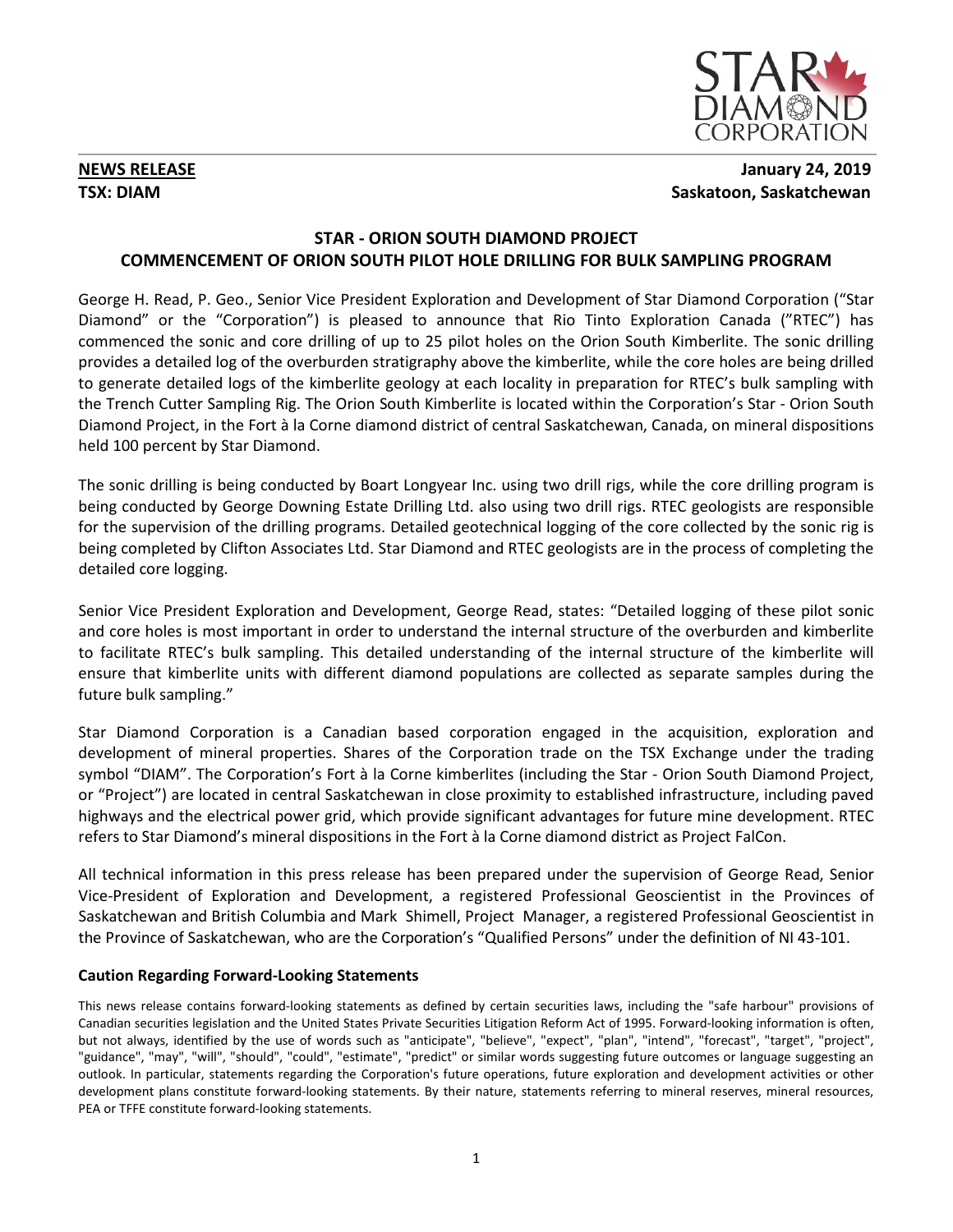**NEWS RELEASE**
**TSX: DIAM**

**January 24, 2019**
**Saskatoon, Saskatchewan**

## STAR - ORION SOUTH DIAMOND PROJECT
## COMMENCEMENT OF ORION SOUTH PILOT HOLE DRILLING FOR BULK SAMPLING PROGRAM

George H. Read, P. Geo., Senior Vice President Exploration and Development of Star Diamond Corporation ("Star Diamond" or the "Corporation") is pleased to announce that Rio Tinto Exploration Canada ("RTEC") has commenced the sonic and core drilling of up to 25 pilot holes on the Orion South Kimberlite. The sonic drilling provides a detailed log of the overburden stratigraphy above the kimberlite, while the core holes are being drilled to generate detailed logs of the kimberlite geology at each locality in preparation for RTEC's bulk sampling with the Trench Cutter Sampling Rig. The Orion South Kimberlite is located within the Corporation's Star - Orion South Diamond Project, in the Fort à la Corne diamond district of central Saskatchewan, Canada, on mineral dispositions held 100 percent by Star Diamond.

The sonic drilling is being conducted by Boart Longyear Inc. using two drill rigs, while the core drilling program is being conducted by George Downing Estate Drilling Ltd. also using two drill rigs. RTEC geologists are responsible for the supervision of the drilling programs. Detailed geotechnical logging of the core collected by the sonic rig is being completed by Clifton Associates Ltd. Star Diamond and RTEC geologists are in the process of completing the detailed core logging.

Senior Vice President Exploration and Development, George Read, states: "Detailed logging of these pilot sonic and core holes is most important in order to understand the internal structure of the overburden and kimberlite to facilitate RTEC's bulk sampling. This detailed understanding of the internal structure of the kimberlite will ensure that kimberlite units with different diamond populations are collected as separate samples during the future bulk sampling."

Star Diamond Corporation is a Canadian based corporation engaged in the acquisition, exploration and development of mineral properties. Shares of the Corporation trade on the TSX Exchange under the trading symbol "DIAM". The Corporation's Fort à la Corne kimberlites (including the Star - Orion South Diamond Project, or "Project") are located in central Saskatchewan in close proximity to established infrastructure, including paved highways and the electrical power grid, which provide significant advantages for future mine development. RTEC refers to Star Diamond's mineral dispositions in the Fort à la Corne diamond district as Project FalCon.

All technical information in this press release has been prepared under the supervision of George Read, Senior Vice-President of Exploration and Development, a registered Professional Geoscientist in the Provinces of Saskatchewan and British Columbia and Mark Shimell, Project Manager, a registered Professional Geoscientist in the Province of Saskatchewan, who are the Corporation's "Qualified Persons" under the definition of NI 43-101.

### Caution Regarding Forward-Looking Statements

This news release contains forward-looking statements as defined by certain securities laws, including the "safe harbour" provisions of Canadian securities legislation and the United States Private Securities Litigation Reform Act of 1995. Forward-looking information is often, but not always, identified by the use of words such as "anticipate", "believe", "expect", "plan", "intend", "forecast", "target", "project", "guidance", "may", "will", "should", "could", "estimate", "predict" or similar words suggesting future outcomes or language suggesting an outlook. In particular, statements regarding the Corporation's future operations, future exploration and development activities or other development plans constitute forward-looking statements. By their nature, statements referring to mineral reserves, mineral resources, PEA or TFFE constitute forward-looking statements.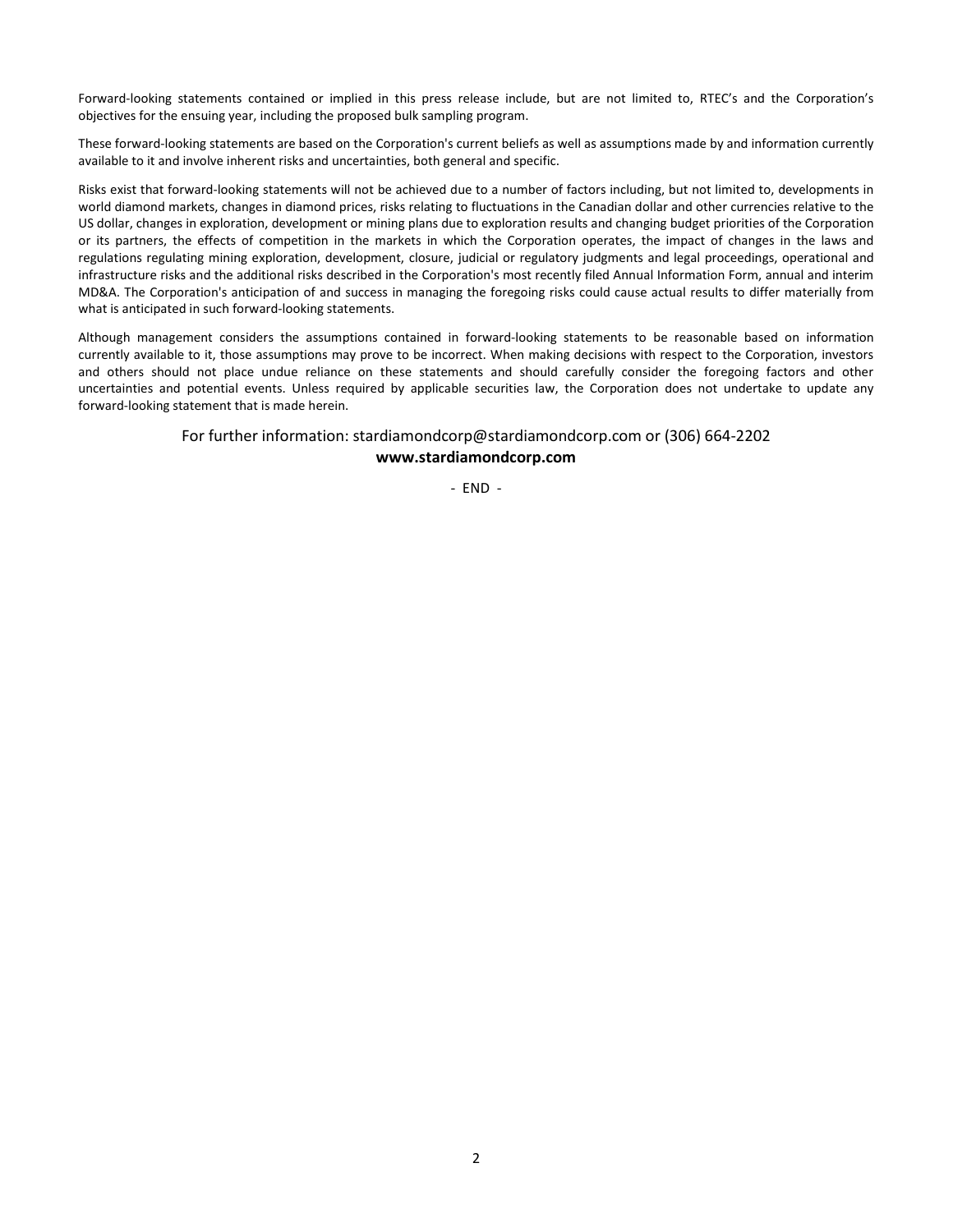Forward-looking statements contained or implied in this press release include, but are not limited to, RTEC's and the Corporation's objectives for the ensuing year, including the proposed bulk sampling program.

These forward-looking statements are based on the Corporation's current beliefs as well as assumptions made by and information currently available to it and involve inherent risks and uncertainties, both general and specific.

Risks exist that forward-looking statements will not be achieved due to a number of factors including, but not limited to, developments in world diamond markets, changes in diamond prices, risks relating to fluctuations in the Canadian dollar and other currencies relative to the US dollar, changes in exploration, development or mining plans due to exploration results and changing budget priorities of the Corporation or its partners, the effects of competition in the markets in which the Corporation operates, the impact of changes in the laws and regulations regulating mining exploration, development, closure, judicial or regulatory judgments and legal proceedings, operational and infrastructure risks and the additional risks described in the Corporation's most recently filed Annual Information Form, annual and interim MD&A. The Corporation's anticipation of and success in managing the foregoing risks could cause actual results to differ materially from what is anticipated in such forward-looking statements.

Although management considers the assumptions contained in forward-looking statements to be reasonable based on information currently available to it, those assumptions may prove to be incorrect. When making decisions with respect to the Corporation, investors and others should not place undue reliance on these statements and should carefully consider the foregoing factors and other uncertainties and potential events. Unless required by applicable securities law, the Corporation does not undertake to update any forward-looking statement that is made herein.

For further information: stardiamondcorp@stardiamondcorp.com or (306) 664-2202

**www.stardiamondcorp.com**

- END -